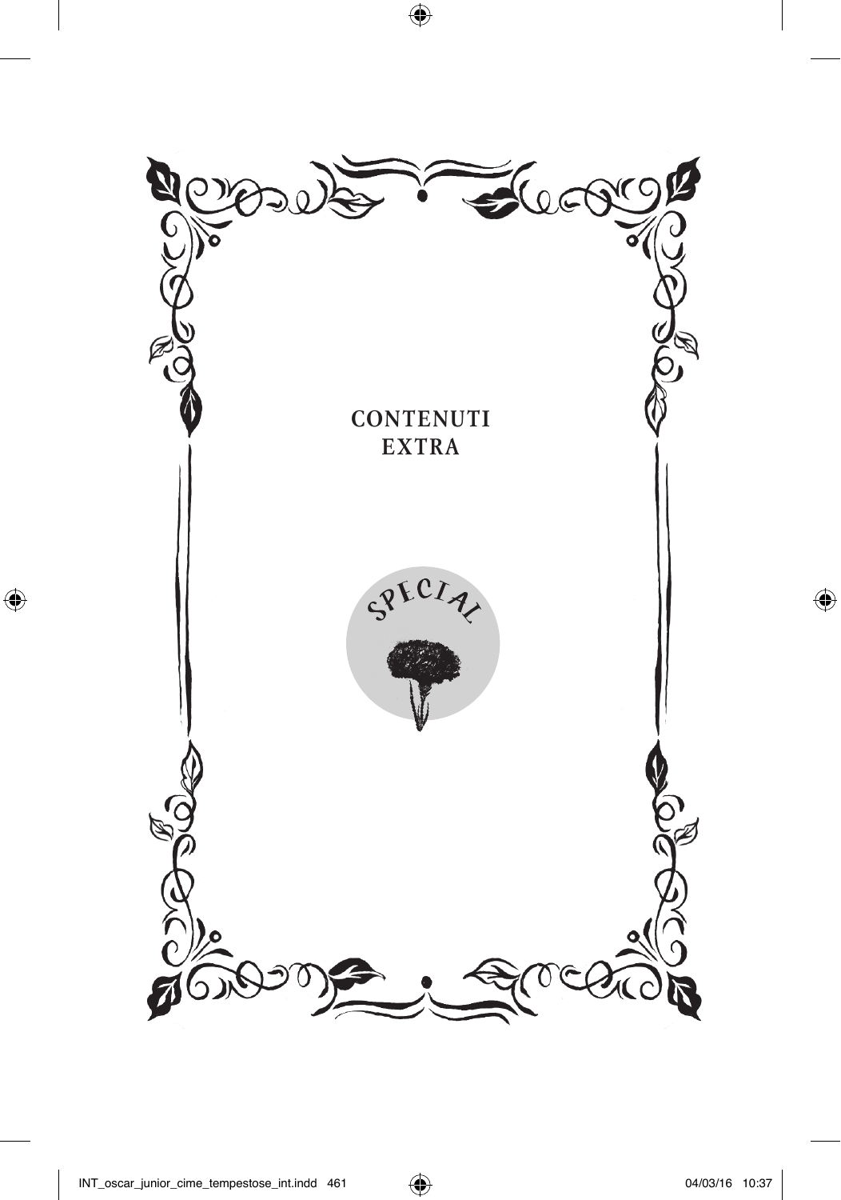# CONTENUTI EXTRA

SPECIAL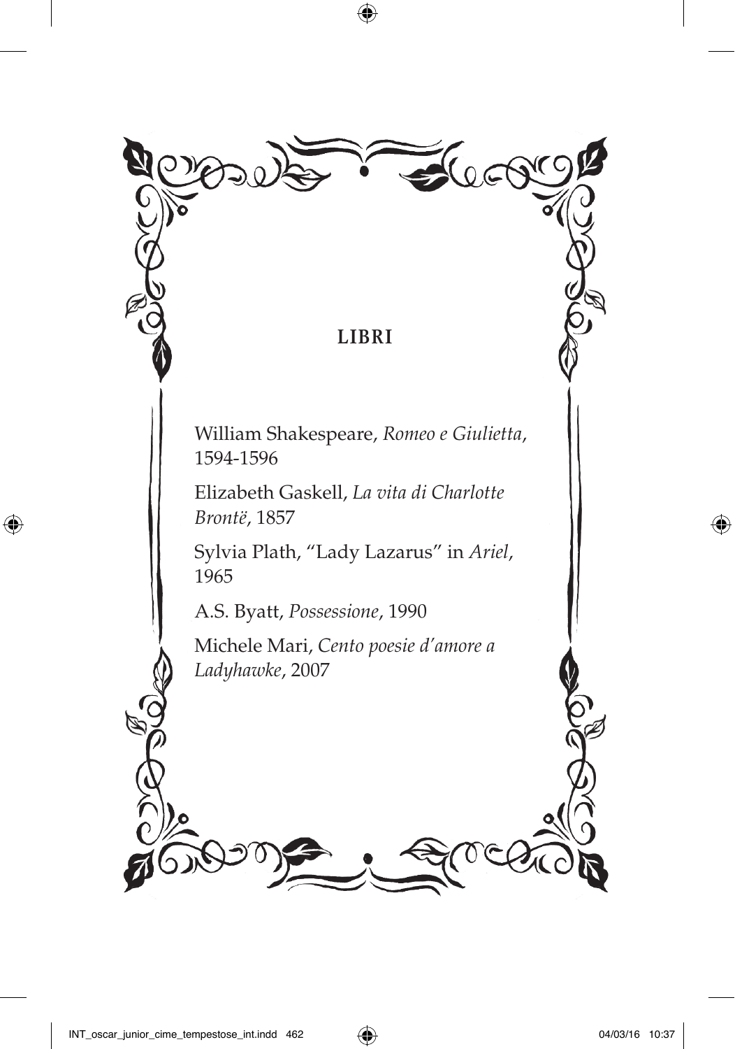## LIBRI

William Shakespeare, *Romeo e Giulietta*, 1594-1596

Elizabeth Gaskell, *La vita di Charlotte Brontë*, 1857

Sylvia Plath, "Lady Lazarus" in *Ariel*, 1965

A.S. Byatt, *Possessione*, 1990

Michele Mari, *Cento poesie d'amore a Ladyhawke*, 2007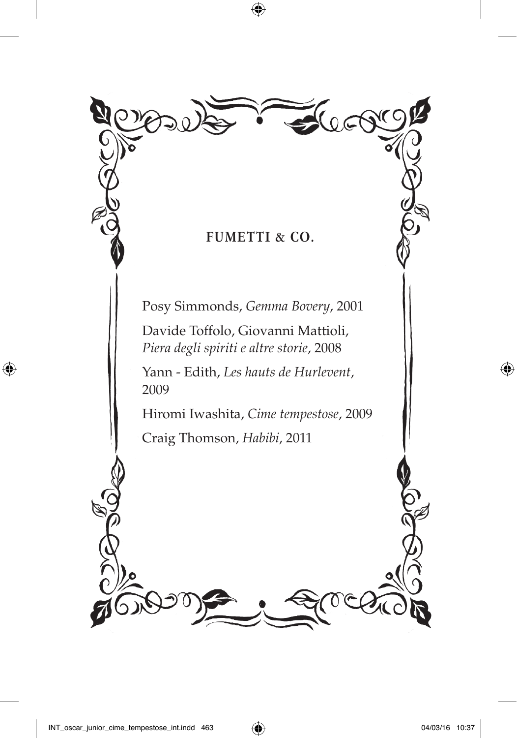## FUMETTI & CO.

Posy Simmonds, *Gemma Bovery*, 2001

Davide Toffolo, Giovanni Mattioli, *Piera degli spiriti e altre storie*, 2008

Yann - Edith, *Les hauts de Hurlevent*, 2009

Hiromi Iwashita, *Cime tempestose*, 2009

Craig Thomson, *Habibi*, 2011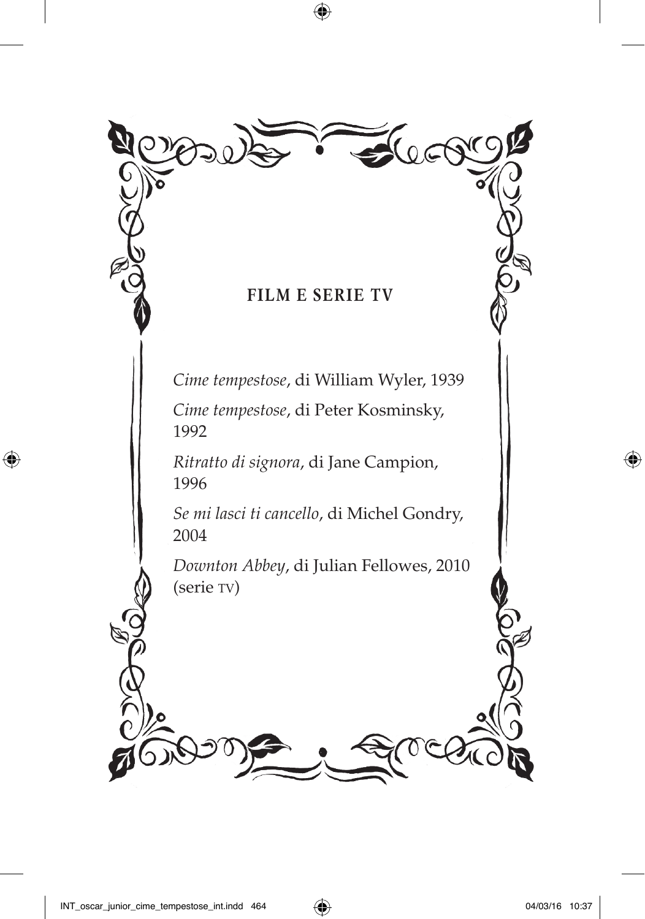## FILM E SERIE TV

*Cime tempestose*, di William Wyler, 1939

*Cime tempestose*, di Peter Kosminsky, 1992

*Ritratto di signora*, di Jane Campion, 1996

*Se mi lasci ti cancello*, di Michel Gondry, 2004

*Downton Abbey*, di Julian Fellowes, 2010 (serie TV)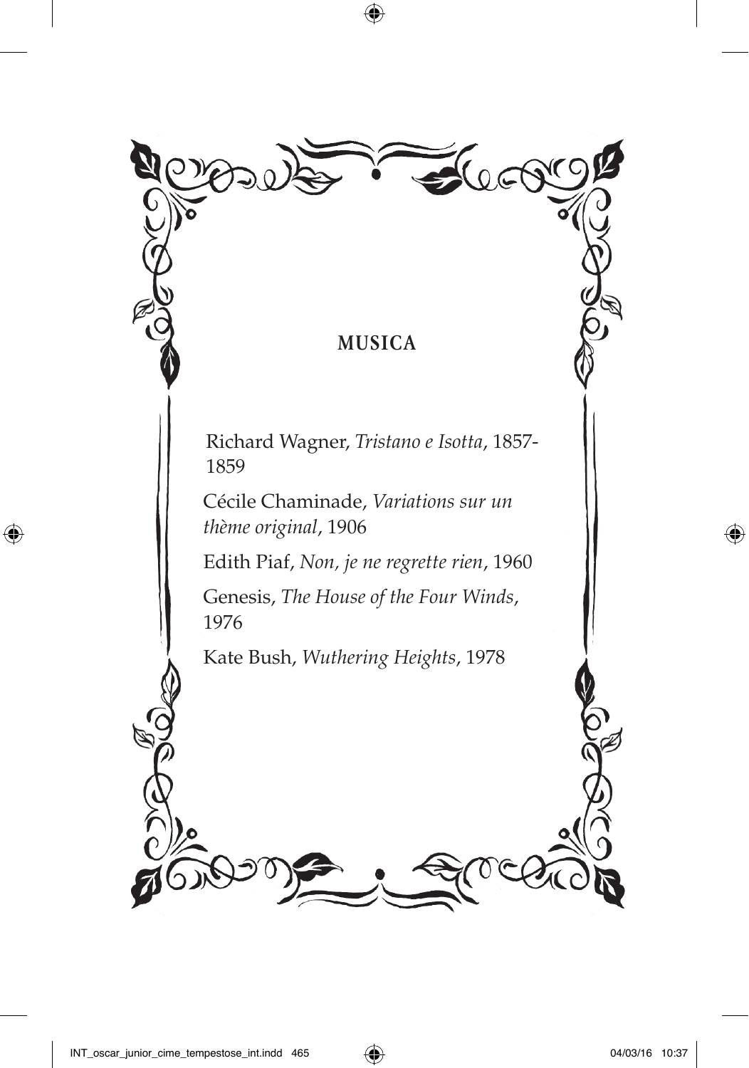## MUSICA

Richard Wagner, *Tristano e Isotta*, 1857-1859

Cécile Chaminade, *Variations sur un thème original*, 1906

Edith Piaf, *Non, je ne regrette rien*, 1960

Genesis, *The House of the Four Winds*, 1976

Kate Bush, *Wuthering Heights*, 1978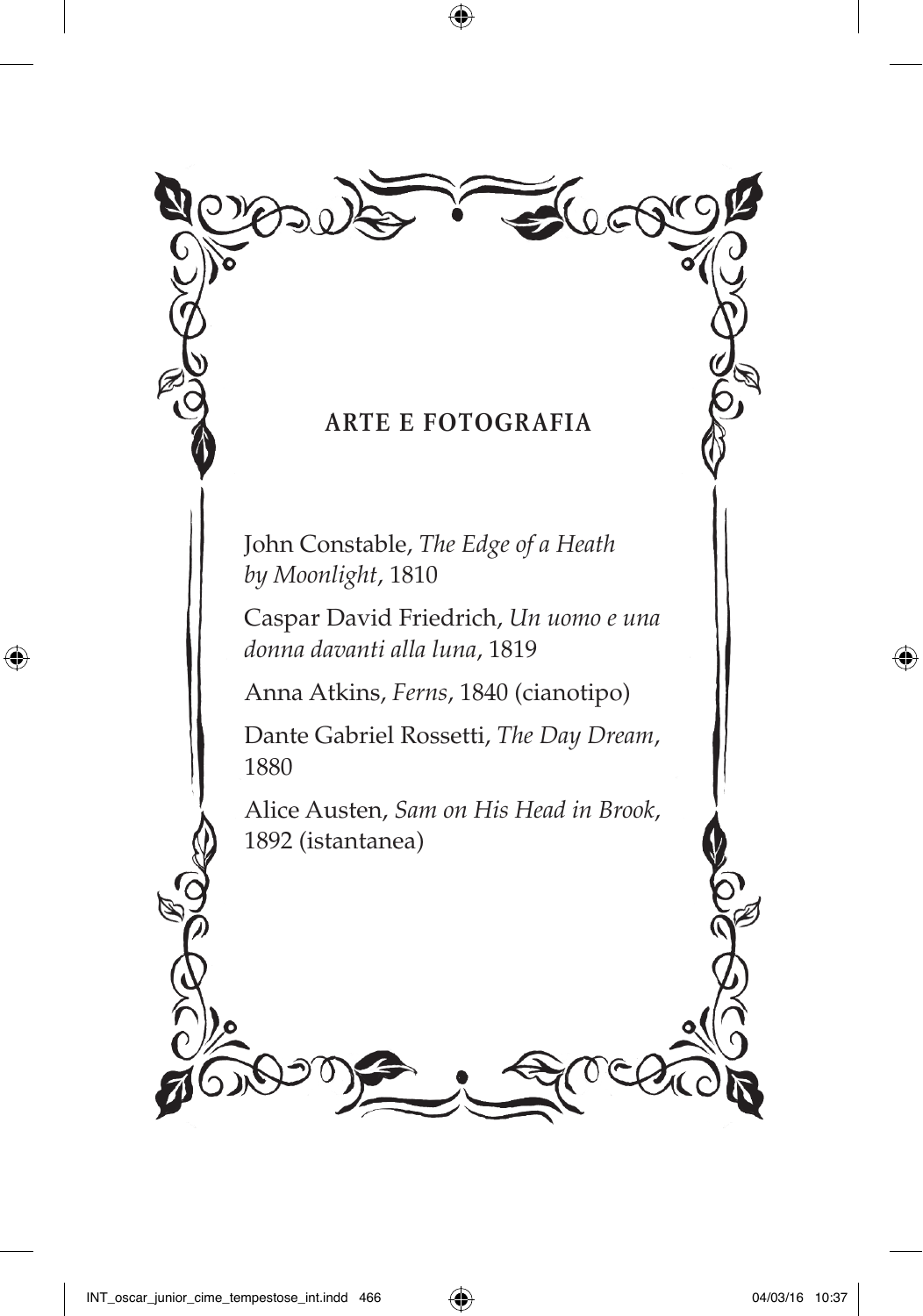## ARTE E FOTOGRAFIA

John Constable, *The Edge of a Heath by Moonlight*, 1810

Caspar David Friedrich, *Un uomo e una donna davanti alla luna*, 1819

Anna Atkins, *Ferns*, 1840 (cianotipo)

Dante Gabriel Rossetti, *The Day Dream*, 1880

Alice Austen, *Sam on His Head in Brook*, 1892 (istantanea)